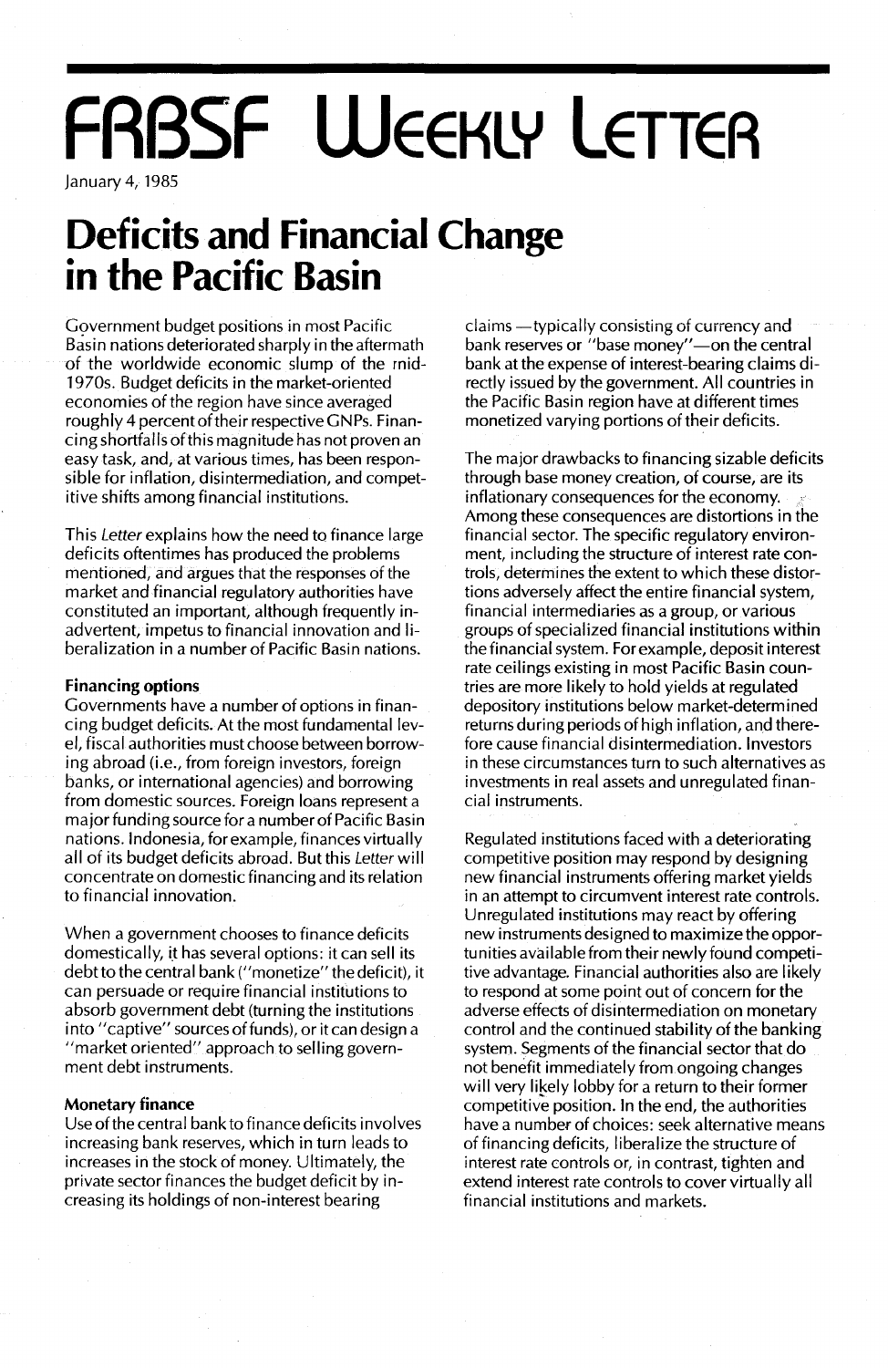# FRBSF Weekly Letter

January 4, 1985

# Deficits and Financial Change in the Pacific Basin

Government budget positions in most Pacific Basin nations deteriorated sharply in the aftermath of the worldwide economic slump of the mid-1970s. Budget deficits in the market-oriented economies of the region have since averaged roughly 4 percent of their respective GNPs. Financing shortfalls of this magnitude has not proven an easy task, and, at various times, has been responsible for inflation, disintermediation, and competitive shifts among financial institutions.

This *Letter* explains how the need to finance large deficits oftentimes has produced the problems mentioned, and argues that the responses of the market and financial regulatory authorities have constituted an important, although frequently inadvertent, impetus to financial innovation and liberalization in a number of Pacific Basin nations.

### Financing options

Governments have a number of options in financing budget deficits. At the most fundamental level, fiscal authorities must choose between borrowing abroad (i.e., from foreign investors, foreign banks, or international agencies) and borrowing from domestic sources. Foreign loans represent a major funding source for a number of Pacific Basin nations. Indonesia, for example, finances virtually all of its budget deficits abroad. But this *Letter* will concentrate on domestic financing and its relation to financial innovation.

When a government chooses to finance deficits domestically, it has several options: it can sell its debt to the central bank ("monetize" the deficit), it can persuade or require financial institutions to absorb government debt (turning the institutions into "captive" sources of funds), or it can design a "market oriented" approach to selling government debt instruments.

### Monetary finance

Use of the central bank to finance deficits involves increasing bank reserves, which in turn leads to increases in the stock of money. Ultimately, the private sector finances the budget deficit by increasing its holdings of non-interest bearing claims —typically consisting of currency and bank reserves or "base money"—on the central bank at the expense of interest-bearing claims directly issued by the government. All countries in the Pacific Basin region have at different times monetized varying portions of their deficits.

The major drawbacks to financing sizable deficits through base money creation, of course, are its inflationary consequences for the economy. Among these consequences are distortions in the financial sector. The specific regulatory environment, including the structure of interest rate controls, determines the extent to which these distortions adversely affect the entire financial system, financial intermediaries as a group, or various groups of specialized financial institutions within the financial system. For example, deposit interest rate ceilings existing in most Pacific Basin countries are more likely to hold yields at regulated depository institutions below market-determined returns during periods of high inflation, and therefore cause financial disintermediation. Investors in these circumstances turn to such alternatives as investments in real assets and unregulated financial instruments.

Regulated institutions faced with a deteriorating competitive position may respond by designing new financial instruments offering market yields in an attempt to circumvent interest rate controls. Unregulated institutions may react by offering new instruments designed to maximize the opportunities available from their newly found competitive advantage. Financial authorities also are likely to respond at some point out of concern for the adverse effects of disintermediation on monetary control and the continued stability of the banking system. Segments of the financial sector that do not benefit immediately from ongoing changes will very likely lobby for a return to their former competitive position. In the end, the authorities have a number of choices: seek alternative means of financing deficits, liberalize the structure of interest rate controls or, in contrast, tighten and extend interest rate controls to cover virtually all financial institutions and markets.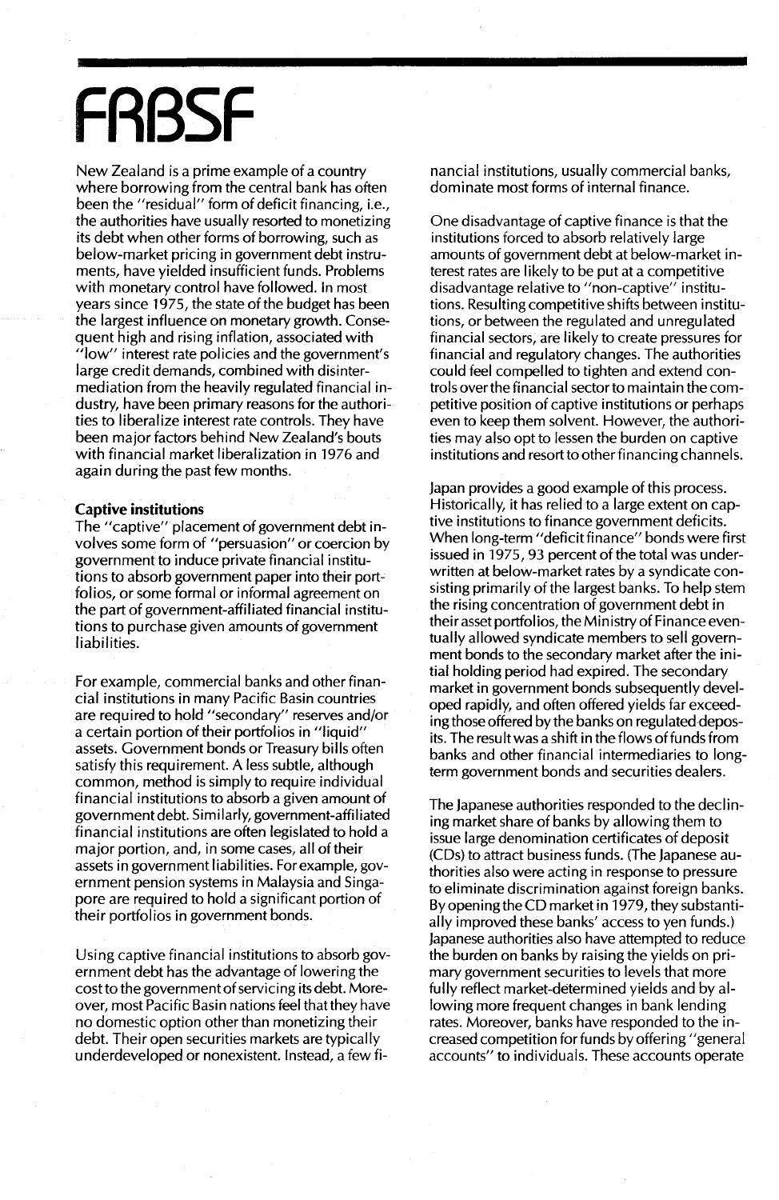New Zealand is a prime example of a country where borrowing from the central bank has often been the "residual" form of deficit financing, i.e., the authorities have usually resorted to monetizing its debt when other forms of borrowing, such as below-market pricing in government debt instruments, have yielded insufficient funds. Problems with monetary control have followed. In most years since 1975, the state of the budget has been the largest influence on monetary growth. Consequent high and rising inflation, associated with "low" interest rate policies and the government's large credit demands, combined with disintermediation from the heavily regulated financial industry, have been primary reasons for the authorities to liberalize interest rate controls. They have been major factors behind New Zealand's bouts with financial market liberalization in 1976 and again during the past few months.

**Captive institutions**

The "captive" placement of government debt involves some form of "persuasion" or coercion by government to induce private financial institutions to absorb government paper into their portfolios, or some formal or informal agreement on the part of government-affiliated financial institutions to purchase given amounts of government liabilities.

For example, commercial banks and other financial institutions in many Pacific Basin countries are required to hold "secondary" reserves and/or a certain portion of their portfolios in "liquid" assets. Government bonds or Treasury bills often satisfy this requirement. A less subtle, although common, method is simply to require individual financial institutions to absorb a given amount of government debt. Similarly, government-affiliated financial institutions are often legislated to hold a major portion, and, in some cases, all of their assets in government liabilities. For example, government pension systems in Malaysia and Singapore are required to hold a significant portion of their portfolios in government bonds.

Using captive financial institutions to absorb government debt has the advantage of lowering the cost to the government of servicing its debt. Moreover, most Pacific Basin nations feel that they have no domestic option other than monetizing their debt. Their open securities markets are typically underdeveloped or nonexistent. Instead, a few financial institutions, usually commercial banks, dominate most forms of internal finance.

One disadvantage of captive finance is that the institutions forced to absorb relatively large amounts of government debt at below-market interest rates are likely to be put at a competitive disadvantage relative to "non-captive" institutions. Resulting competitive shifts between institutions, or between the regulated and unregulated financial sectors, are likely to create pressures for financial and regulatory changes. The authorities could feel compelled to tighten and extend controls over the financial sector to maintain the competitive position of captive institutions or perhaps even to keep them solvent. However, the authorities may also opt to lessen the burden on captive institutions and resort to other financing channels.

Japan provides a good example of this process. Historically, it has relied to a large extent on captive institutions to finance government deficits. When long-term "deficit finance" bonds were first issued in 1975, 93 percent of the total was underwritten at below-market rates by a syndicate consisting primarily of the largest banks. To help stem the rising concentration of government debt in their asset portfolios, the Ministry of Finance eventually allowed syndicate members to sell government bonds to the secondary market after the initial holding period had expired. The secondary market in government bonds subsequently developed rapidly, and often offered yields far exceeding those offered by the banks on regulated deposits. The result was a shift in the flows of funds from banks and other financial intermediaries to long-term government bonds and securities dealers.

The Japanese authorities responded to the declining market share of banks by allowing them to issue large denomination certificates of deposit (CDs) to attract business funds. (The Japanese authorities also were acting in response to pressure to eliminate discrimination against foreign banks. By opening the CD market in 1979, they substantially improved these banks' access to yen funds.) Japanese authorities also have attempted to reduce the burden on banks by raising the yields on primary government securities to levels that more fully reflect market-determined yields and by allowing more frequent changes in bank lending rates. Moreover, banks have responded to the increased competition for funds by offering "general accounts" to individuals. These accounts operate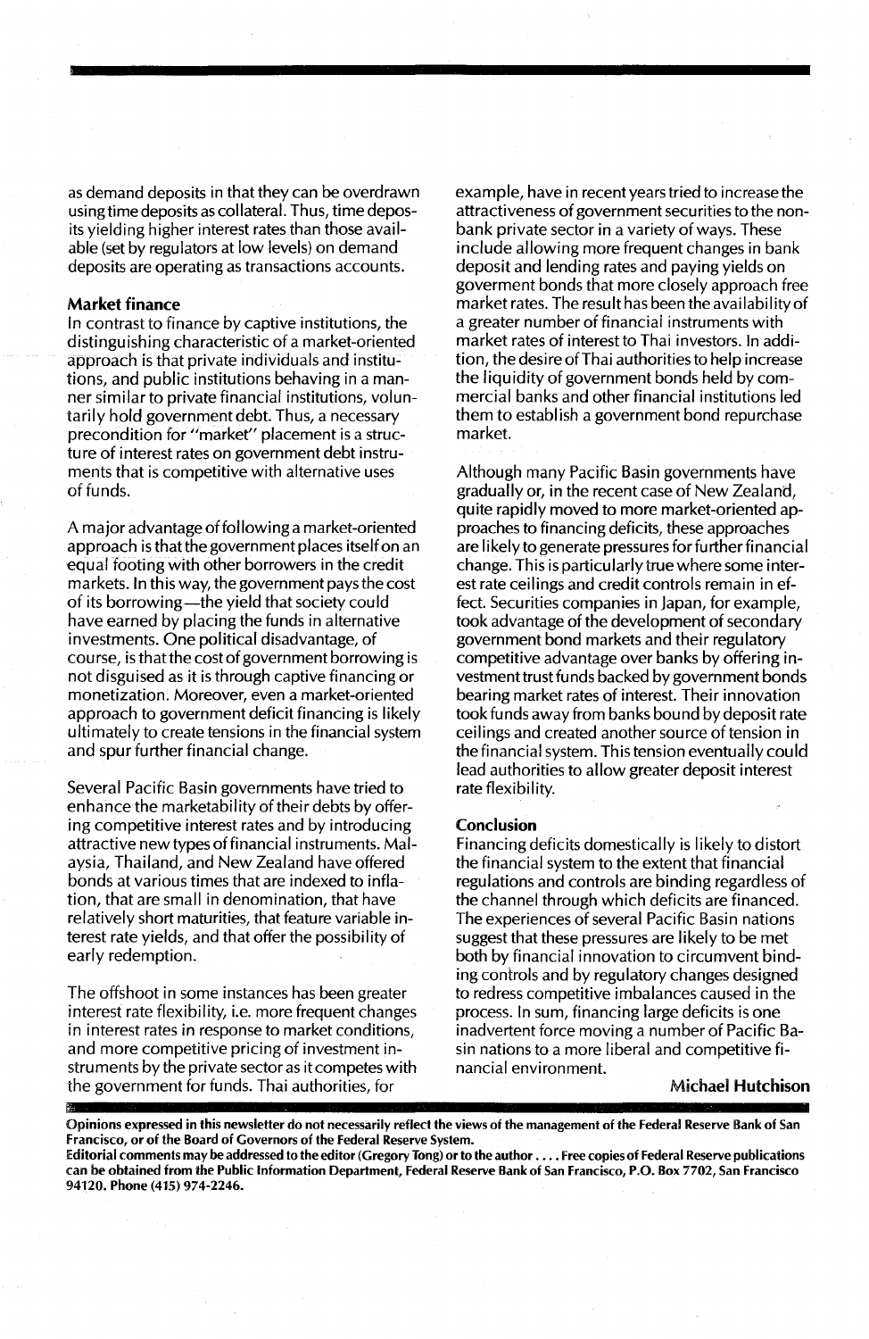as demand deposits in that they can be overdrawn using time deposits as collateral. Thus, time deposits yielding higher interest rates than those available (set by regulators at low levels) on demand deposits are operating as transactions accounts.

### Market finance

In contrast to finance by captive institutions, the distinguishing characteristic of a market-oriented approach is that private individuals and institutions, and public institutions behaving in a manner similar to private financial institutions, voluntarily hold government debt. Thus, a necessary precondition for "market" placement is a structure of interest rates on government debt instruments that is competitive with alternative uses of funds.

A major advantage of following a market-oriented approach is that the government places itself on an equal footing with other borrowers in the credit markets. In this way, the government pays the cost of its borrowing—the yield that society could have earned by placing the funds in alternative investments. One political disadvantage, of course, is that the cost of government borrowing is not disguised as it is through captive financing or monetization. Moreover, even a market-oriented approach to government deficit financing is likely ultimately to create tensions in the financial system and spur further financial change.

Several Pacific Basin governments have tried to enhance the marketability of their debts by offering competitive interest rates and by introducing attractive new types of financial instruments. Malaysia, Thailand, and New Zealand have offered bonds at various times that are indexed to inflation, that are small in denomination, that have relatively short maturities, that feature variable interest rate yields, and that offer the possibility of early redemption.

The offshoot in some instances has been greater interest rate flexibility, i.e. more frequent changes in interest rates in response to market conditions, and more competitive pricing of investment instruments by the private sector as it competes with the government for funds. Thai authorities, for example, have in recent years tried to increase the attractiveness of government securities to the nonbank private sector in a variety of ways. These include allowing more frequent changes in bank deposit and lending rates and paying yields on goverment bonds that more closely approach free market rates. The result has been the availability of a greater number of financial instruments with market rates of interest to Thai investors. In addition, the desire of Thai authorities to help increase the liquidity of government bonds held by commercial banks and other financial institutions led them to establish a government bond repurchase market.

Although many Pacific Basin governments have gradually or, in the recent case of New Zealand, quite rapidly moved to more market-oriented approaches to financing deficits, these approaches are likely to generate pressures for further financial change. This is particularly true where some interest rate ceilings and credit controls remain in effect. Securities companies in Japan, for example, took advantage of the development of secondary government bond markets and their regulatory competitive advantage over banks by offering investment trust funds backed by government bonds bearing market rates of interest. Their innovation took funds away from banks bound by deposit rate ceilings and created another source of tension in the financial system. This tension eventually could lead authorities to allow greater deposit interest rate flexibility.

### Conclusion

Financing deficits domestically is likely to distort the financial system to the extent that financial regulations and controls are binding regardless of the channel through which deficits are financed. The experiences of several Pacific Basin nations suggest that these pressures are likely to be met both by financial innovation to circumvent binding controls and by regulatory changes designed to redress competitive imbalances caused in the process. In sum, financing large deficits is one inadvertent force moving a number of Pacific Basin nations to a more liberal and competitive financial environment.

**Michael Hutchison**

**Opinions expressed in this newsletter do not necessarily reflect the views of the management of the Federal Reserve Bank of San Francisco, or of the Board of Governors of the Federal Reserve System.**

**Editorial comments may be addressed to the editor (Gregory Tong) or to the author . . . . Free copies of Federal Reserve publications can be obtained from the Public Information Department, Federal Reserve Bank of San Francisco, P.O. Box 7702, San Francisco 94120. Phone (415) 974-2246.**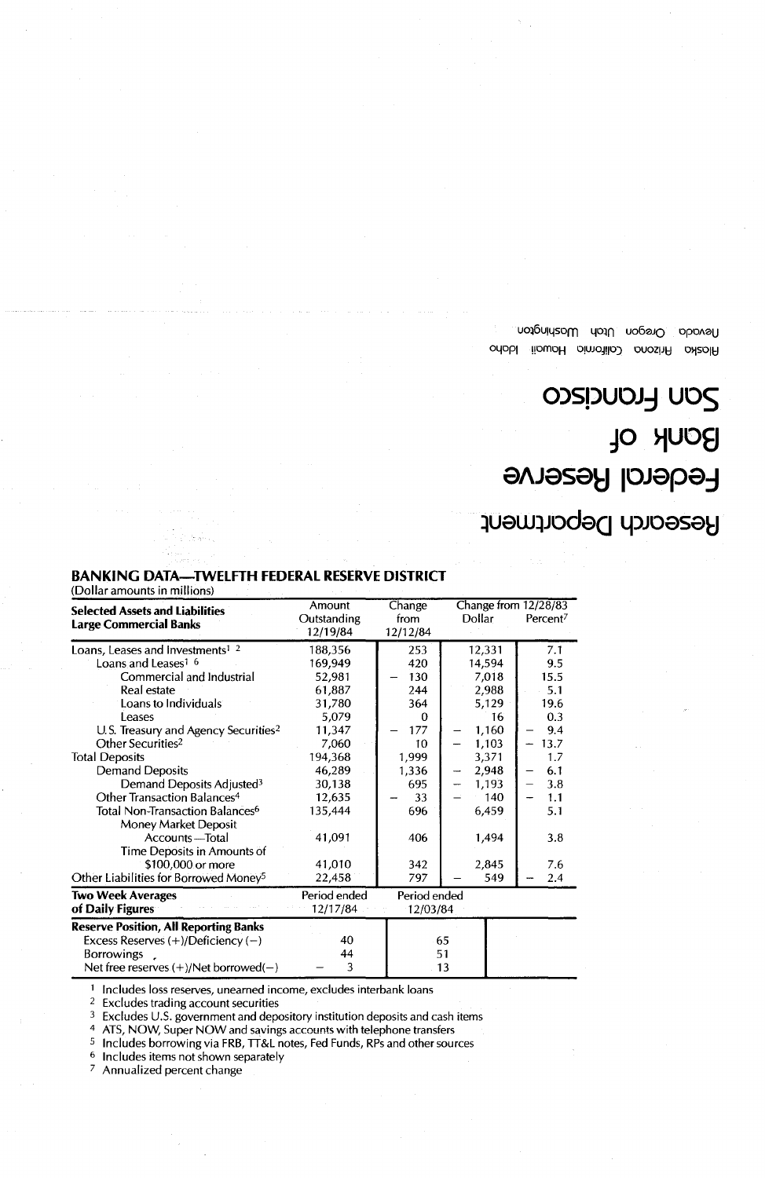Research Department

Federal Reserve

Bank of

San Francisco

Alaska Arizona California Hawaii Idaho
Nevada Oregon Utah Washington

## BANKING DATA—TWELFTH FEDERAL RESERVE DISTRICT

(Dollar amounts in millions)

| **Selected Assets and Liabilities Large Commercial Banks** | Amount Outstanding 12/19/84 | Change from 12/12/84 | Change from 12/28/83 Dollar | Percent[7] |
|---|---|---|---|---|
| Loans, Leases and Investments[1 2] | 188,356 | 253 | 12,331 | 7.1 |
| Loans and Leases[1 6] | 169,949 | 420 | 14,594 | 9.5 |
| Commercial and Industrial | 52,981 | – 130 | 7,018 | 15.5 |
| Real estate | 61,887 | 244 | 2,988 | 5.1 |
| Loans to Individuals | 31,780 | 364 | 5,129 | 19.6 |
| Leases | 5,079 | 0 | 16 | 0.3 |
| U.S. Treasury and Agency Securities[2] | 11,347 | – 177 | – 1,160 | – 9.4 |
| Other Securities[2] | 7,060 | 10 | – 1,103 | – 13.7 |
| Total Deposits | 194,368 | 1,999 | 3,371 | 1.7 |
| Demand Deposits | 46,289 | 1,336 | – 2,948 | – 6.1 |
| Demand Deposits Adjusted[3] | 30,138 | 695 | – 1,193 | – 3.8 |
| Other Transaction Balances[4] | 12,635 | – 33 | – 140 | – 1.1 |
| Total Non-Transaction Balances[6] | 135,444 | 696 | 6,459 | 5.1 |
| Money Market Deposit Accounts—Total | 41,091 | 406 | 1,494 | 3.8 |
| Time Deposits in Amounts of $100,000 or more | 41,010 | 342 | 2,845 | 7.6 |
| Other Liabilities for Borrowed Money[5] | 22,458 | 797 | – 549 | – 2.4 |

| **Two Week Averages of Daily Figures** | Period ended 12/17/84 | Period ended 12/03/84 |
|---|---|---|
| **Reserve Position, All Reporting Banks** | | |
| Excess Reserves (+)/Deficiency (–) | 40 | 65 |
| Borrowings | 44 | 51 |
| Net free reserves (+)/Net borrowed(–) | – 3 | 13 |

[1] Includes loss reserves, unearned income, excludes interbank loans
[2] Excludes trading account securities
[3] Excludes U.S. government and depository institution deposits and cash items
[4] ATS, NOW, Super NOW and savings accounts with telephone transfers
[5] Includes borrowing via FRB, TT&L notes, Fed Funds, RPs and other sources
[6] Includes items not shown separately
[7] Annualized percent change